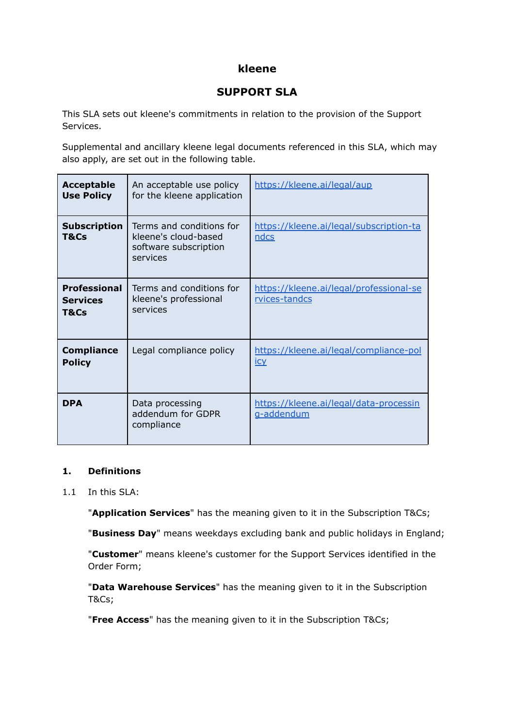# kleene

## SUPPORT SLA

This SLA sets out kleene's commitments in relation to the provision of the Support Services.

Supplemental and ancillary kleene legal documents referenced in this SLA, which may also apply, are set out in the following table.

| | | |
|---|---|---|
| **Acceptable Use Policy** | An acceptable use policy for the kleene application | https://kleene.ai/legal/aup |
| **Subscription T&Cs** | Terms and conditions for kleene's cloud-based software subscription services | https://kleene.ai/legal/subscription-tandcs |
| **Professional Services T&Cs** | Terms and conditions for kleene's professional services | https://kleene.ai/legal/professional-services-tandcs |
| **Compliance Policy** | Legal compliance policy | https://kleene.ai/legal/compliance-policy |
| **DPA** | Data processing addendum for GDPR compliance | https://kleene.ai/legal/data-processing-addendum |

### 1. Definitions

1.1 In this SLA:

"**Application Services**" has the meaning given to it in the Subscription T&Cs;

"**Business Day**" means weekdays excluding bank and public holidays in England;

"**Customer**" means kleene's customer for the Support Services identified in the Order Form;

"**Data Warehouse Services**" has the meaning given to it in the Subscription T&Cs;

"**Free Access**" has the meaning given to it in the Subscription T&Cs;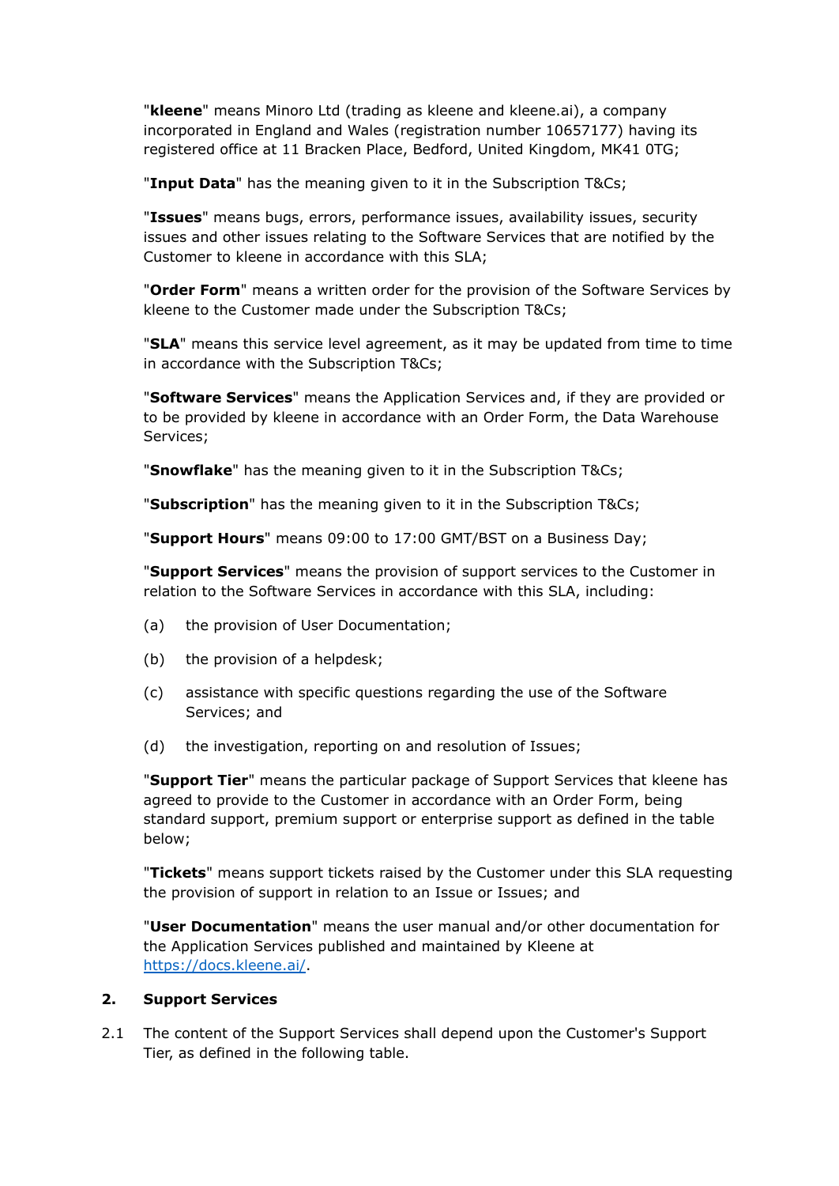"**kleene**" means Minoro Ltd (trading as kleene and kleene.ai), a company incorporated in England and Wales (registration number 10657177) having its registered office at 11 Bracken Place, Bedford, United Kingdom, MK41 0TG;

"**Input Data**" has the meaning given to it in the Subscription T&Cs;

"**Issues**" means bugs, errors, performance issues, availability issues, security issues and other issues relating to the Software Services that are notified by the Customer to kleene in accordance with this SLA;

"**Order Form**" means a written order for the provision of the Software Services by kleene to the Customer made under the Subscription T&Cs;

"**SLA**" means this service level agreement, as it may be updated from time to time in accordance with the Subscription T&Cs;

"**Software Services**" means the Application Services and, if they are provided or to be provided by kleene in accordance with an Order Form, the Data Warehouse Services;

"**Snowflake**" has the meaning given to it in the Subscription T&Cs;

"**Subscription**" has the meaning given to it in the Subscription T&Cs;

"**Support Hours**" means 09:00 to 17:00 GMT/BST on a Business Day;

"**Support Services**" means the provision of support services to the Customer in relation to the Software Services in accordance with this SLA, including:

(a) the provision of User Documentation;

(b) the provision of a helpdesk;

(c) assistance with specific questions regarding the use of the Software Services; and

(d) the investigation, reporting on and resolution of Issues;

"**Support Tier**" means the particular package of Support Services that kleene has agreed to provide to the Customer in accordance with an Order Form, being standard support, premium support or enterprise support as defined in the table below;

"**Tickets**" means support tickets raised by the Customer under this SLA requesting the provision of support in relation to an Issue or Issues; and

"**User Documentation**" means the user manual and/or other documentation for the Application Services published and maintained by Kleene at [https://docs.kleene.ai/](https://docs.kleene.ai/).

## 2. Support Services

2.1 The content of the Support Services shall depend upon the Customer's Support Tier, as defined in the following table.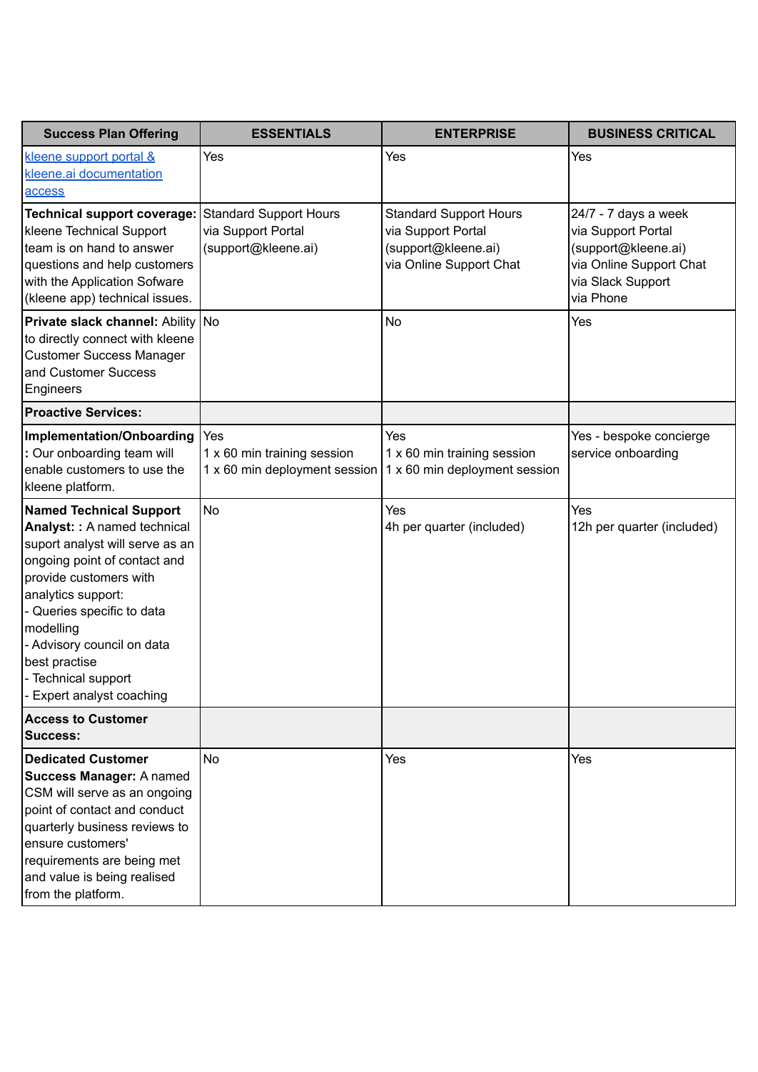| Success Plan Offering | ESSENTIALS | ENTERPRISE | BUSINESS CRITICAL |
|---|---|---|---|
| kleene support portal & kleene.ai documentation access | Yes | Yes | Yes |
| **Technical support coverage:** kleene Technical Support team is on hand to answer questions and help customers with the Application Sofware (kleene app) technical issues. | Standard Support Hours<br>via Support Portal<br>(support@kleene.ai) | Standard Support Hours<br>via Support Portal<br>(support@kleene.ai)<br>via Online Support Chat | 24/7 - 7 days a week<br>via Support Portal<br>(support@kleene.ai)<br>via Online Support Chat<br>via Slack Support<br>via Phone |
| **Private slack channel:** Ability to directly connect with kleene Customer Success Manager and Customer Success Engineers | No | No | Yes |
| **Proactive Services:** | | | |
| **Implementation/Onboarding :** Our onboarding team will enable customers to use the kleene platform. | Yes<br>1 x 60 min training session<br>1 x 60 min deployment session | Yes<br>1 x 60 min training session<br>1 x 60 min deployment session | Yes - bespoke concierge service onboarding |
| **Named Technical Support Analyst: :** A named technical suport analyst will serve as an ongoing point of contact and provide customers with analytics support:<br>- Queries specific to data modelling<br>- Advisory council on data best practise<br>- Technical support<br>- Expert analyst coaching | No | Yes<br>4h per quarter (included) | Yes<br>12h per quarter (included) |
| **Access to Customer Success:** | | | |
| **Dedicated Customer Success Manager:** A named CSM will serve as an ongoing point of contact and conduct quarterly business reviews to ensure customers' requirements are being met and value is being realised from the platform. | No | Yes | Yes |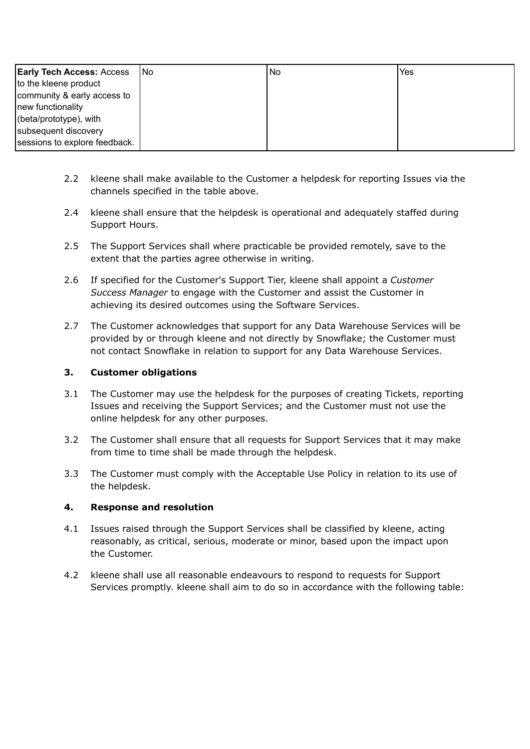| **Early Tech Access:** Access to the kleene product community & early access to new functionality (beta/prototype), with subsequent discovery sessions to explore feedback. | No | No | Yes |
|---|---|---|---|

2.2 kleene shall make available to the Customer a helpdesk for reporting Issues via the channels specified in the table above.

2.4 kleene shall ensure that the helpdesk is operational and adequately staffed during Support Hours.

2.5 The Support Services shall where practicable be provided remotely, save to the extent that the parties agree otherwise in writing.

2.6 If specified for the Customer's Support Tier, kleene shall appoint a *Customer Success Manager* to engage with the Customer and assist the Customer in achieving its desired outcomes using the Software Services.

2.7 The Customer acknowledges that support for any Data Warehouse Services will be provided by or through kleene and not directly by Snowflake; the Customer must not contact Snowflake in relation to support for any Data Warehouse Services.

### 3. Customer obligations

3.1 The Customer may use the helpdesk for the purposes of creating Tickets, reporting Issues and receiving the Support Services; and the Customer must not use the online helpdesk for any other purposes.

3.2 The Customer shall ensure that all requests for Support Services that it may make from time to time shall be made through the helpdesk.

3.3 The Customer must comply with the Acceptable Use Policy in relation to its use of the helpdesk.

### 4. Response and resolution

4.1 Issues raised through the Support Services shall be classified by kleene, acting reasonably, as critical, serious, moderate or minor, based upon the impact upon the Customer.

4.2 kleene shall use all reasonable endeavours to respond to requests for Support Services promptly. kleene shall aim to do so in accordance with the following table: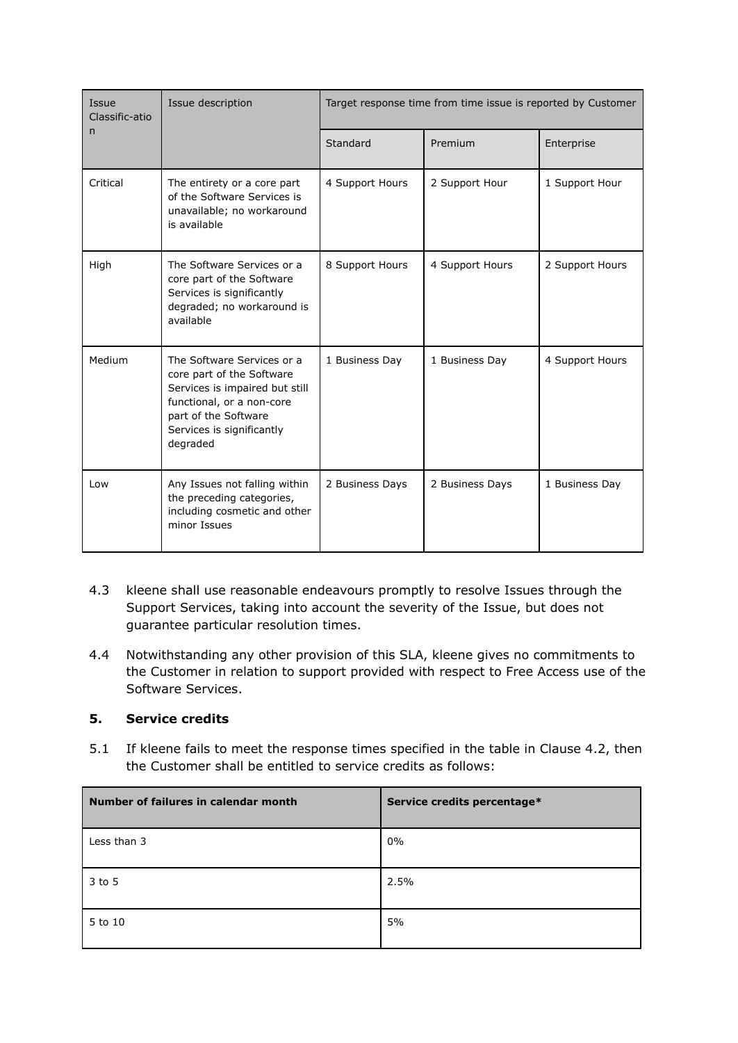| Issue Classific-ation | Issue description | Target response time from time issue is reported by Customer | | |
|---|---|---|---|---|
| | | Standard | Premium | Enterprise |
| Critical | The entirety or a core part of the Software Services is unavailable; no workaround is available | 4 Support Hours | 2 Support Hour | 1 Support Hour |
| High | The Software Services or a core part of the Software Services is significantly degraded; no workaround is available | 8 Support Hours | 4 Support Hours | 2 Support Hours |
| Medium | The Software Services or a core part of the Software Services is impaired but still functional, or a non-core part of the Software Services is significantly degraded | 1 Business Day | 1 Business Day | 4 Support Hours |
| Low | Any Issues not falling within the preceding categories, including cosmetic and other minor Issues | 2 Business Days | 2 Business Days | 1 Business Day |

4.3 kleene shall use reasonable endeavours promptly to resolve Issues through the Support Services, taking into account the severity of the Issue, but does not guarantee particular resolution times.

4.4 Notwithstanding any other provision of this SLA, kleene gives no commitments to the Customer in relation to support provided with respect to Free Access use of the Software Services.

## 5. Service credits

5.1 If kleene fails to meet the response times specified in the table in Clause 4.2, then the Customer shall be entitled to service credits as follows:

| **Number of failures in calendar month** | **Service credits percentage*** |
|---|---|
| Less than 3 | 0% |
| 3 to 5 | 2.5% |
| 5 to 10 | 5% |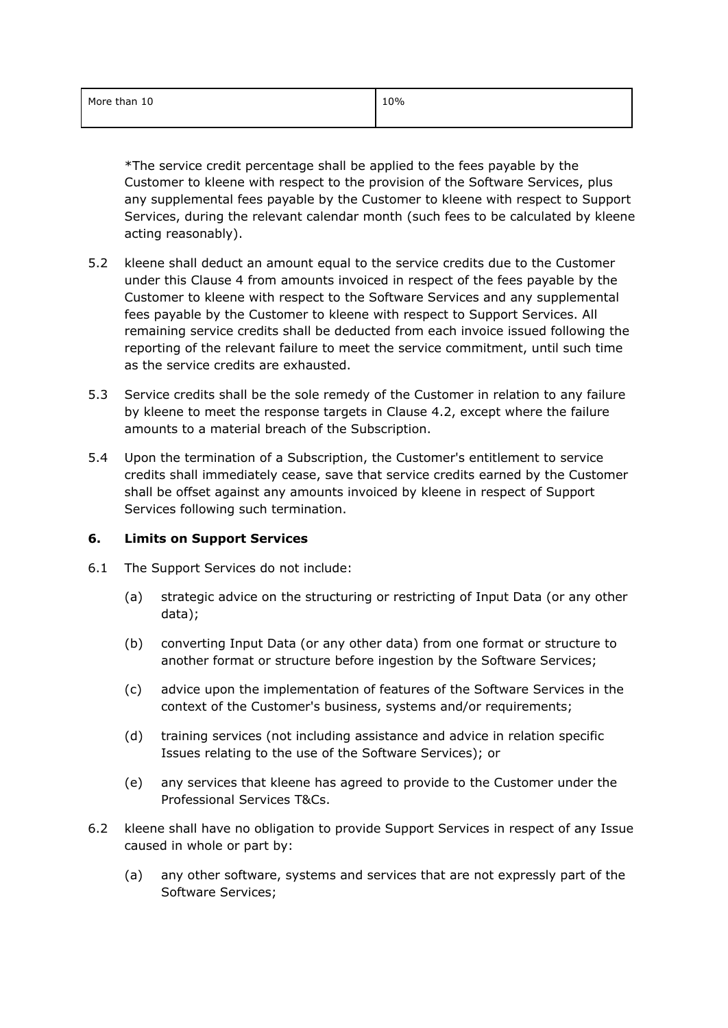| More than 10 | 10% |
| --- | --- |

*The service credit percentage shall be applied to the fees payable by the Customer to kleene with respect to the provision of the Software Services, plus any supplemental fees payable by the Customer to kleene with respect to Support Services, during the relevant calendar month (such fees to be calculated by kleene acting reasonably).

5.2 kleene shall deduct an amount equal to the service credits due to the Customer under this Clause 4 from amounts invoiced in respect of the fees payable by the Customer to kleene with respect to the Software Services and any supplemental fees payable by the Customer to kleene with respect to Support Services. All remaining service credits shall be deducted from each invoice issued following the reporting of the relevant failure to meet the service commitment, until such time as the service credits are exhausted.

5.3 Service credits shall be the sole remedy of the Customer in relation to any failure by kleene to meet the response targets in Clause 4.2, except where the failure amounts to a material breach of the Subscription.

5.4 Upon the termination of a Subscription, the Customer's entitlement to service credits shall immediately cease, save that service credits earned by the Customer shall be offset against any amounts invoiced by kleene in respect of Support Services following such termination.

## 6. Limits on Support Services

6.1 The Support Services do not include:

(a) strategic advice on the structuring or restricting of Input Data (or any other data);

(b) converting Input Data (or any other data) from one format or structure to another format or structure before ingestion by the Software Services;

(c) advice upon the implementation of features of the Software Services in the context of the Customer's business, systems and/or requirements;

(d) training services (not including assistance and advice in relation specific Issues relating to the use of the Software Services); or

(e) any services that kleene has agreed to provide to the Customer under the Professional Services T&Cs.

6.2 kleene shall have no obligation to provide Support Services in respect of any Issue caused in whole or part by:

(a) any other software, systems and services that are not expressly part of the Software Services;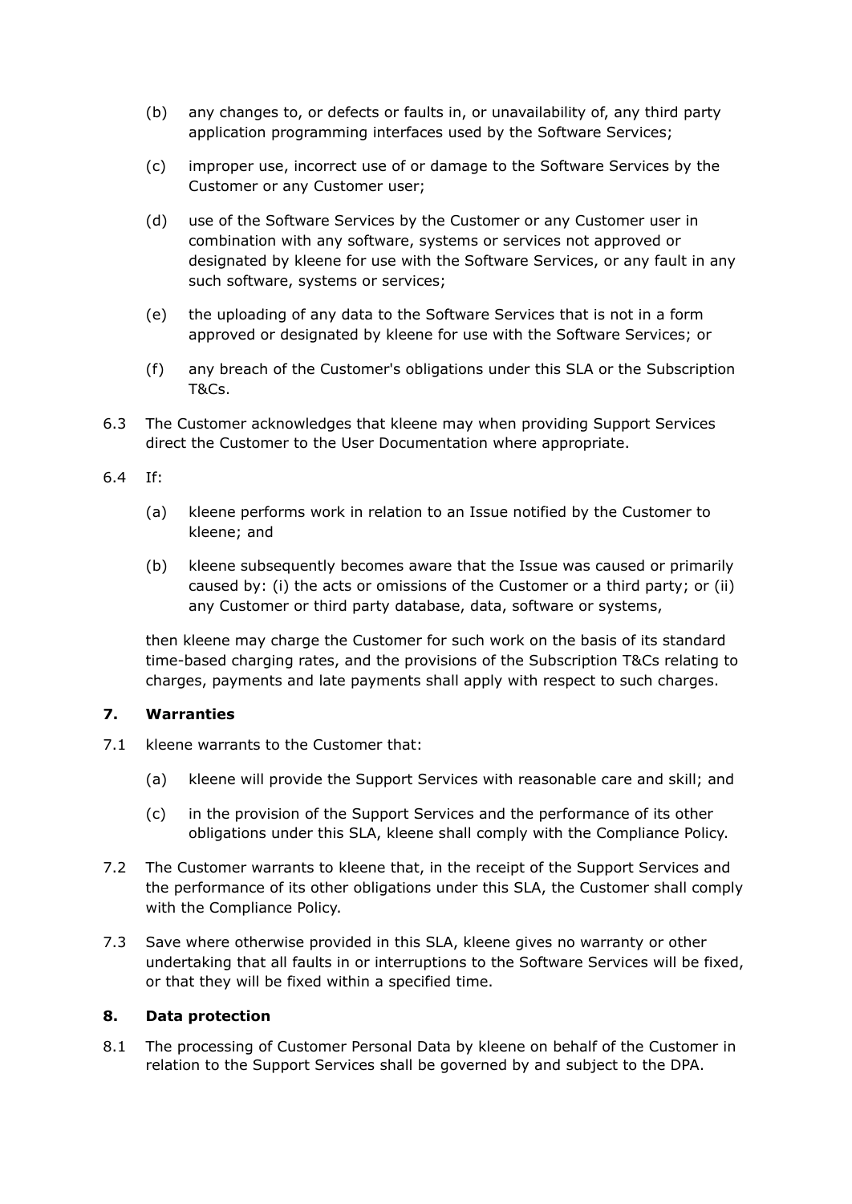(b) any changes to, or defects or faults in, or unavailability of, any third party application programming interfaces used by the Software Services;

(c) improper use, incorrect use of or damage to the Software Services by the Customer or any Customer user;

(d) use of the Software Services by the Customer or any Customer user in combination with any software, systems or services not approved or designated by kleene for use with the Software Services, or any fault in any such software, systems or services;

(e) the uploading of any data to the Software Services that is not in a form approved or designated by kleene for use with the Software Services; or

(f) any breach of the Customer's obligations under this SLA or the Subscription T&Cs.

6.3 The Customer acknowledges that kleene may when providing Support Services direct the Customer to the User Documentation where appropriate.

6.4 If:

(a) kleene performs work in relation to an Issue notified by the Customer to kleene; and

(b) kleene subsequently becomes aware that the Issue was caused or primarily caused by: (i) the acts or omissions of the Customer or a third party; or (ii) any Customer or third party database, data, software or systems,

then kleene may charge the Customer for such work on the basis of its standard time-based charging rates, and the provisions of the Subscription T&Cs relating to charges, payments and late payments shall apply with respect to such charges.

## 7. Warranties

7.1 kleene warrants to the Customer that:

(a) kleene will provide the Support Services with reasonable care and skill; and

(c) in the provision of the Support Services and the performance of its other obligations under this SLA, kleene shall comply with the Compliance Policy.

7.2 The Customer warrants to kleene that, in the receipt of the Support Services and the performance of its other obligations under this SLA, the Customer shall comply with the Compliance Policy.

7.3 Save where otherwise provided in this SLA, kleene gives no warranty or other undertaking that all faults in or interruptions to the Software Services will be fixed, or that they will be fixed within a specified time.

## 8. Data protection

8.1 The processing of Customer Personal Data by kleene on behalf of the Customer in relation to the Support Services shall be governed by and subject to the DPA.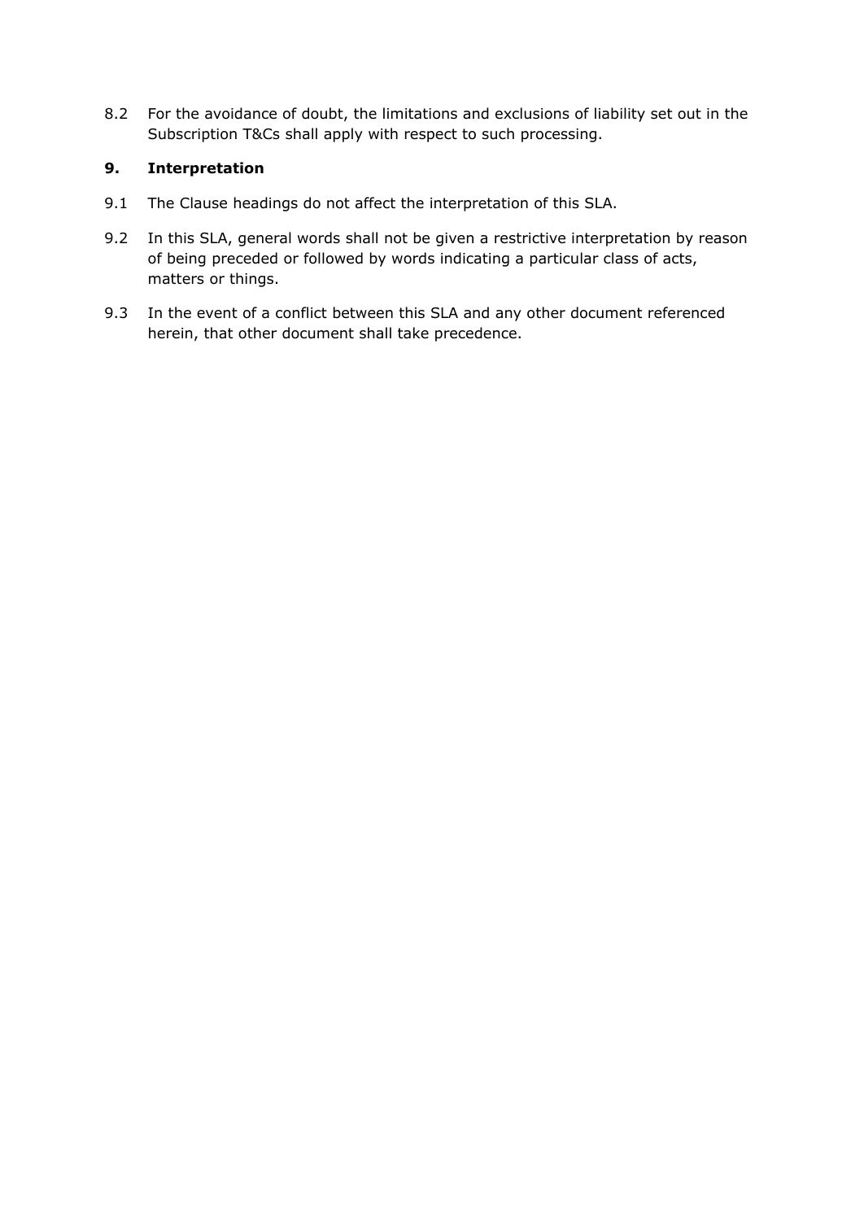8.2 For the avoidance of doubt, the limitations and exclusions of liability set out in the Subscription T&Cs shall apply with respect to such processing.

## 9. Interpretation

9.1 The Clause headings do not affect the interpretation of this SLA.

9.2 In this SLA, general words shall not be given a restrictive interpretation by reason of being preceded or followed by words indicating a particular class of acts, matters or things.

9.3 In the event of a conflict between this SLA and any other document referenced herein, that other document shall take precedence.